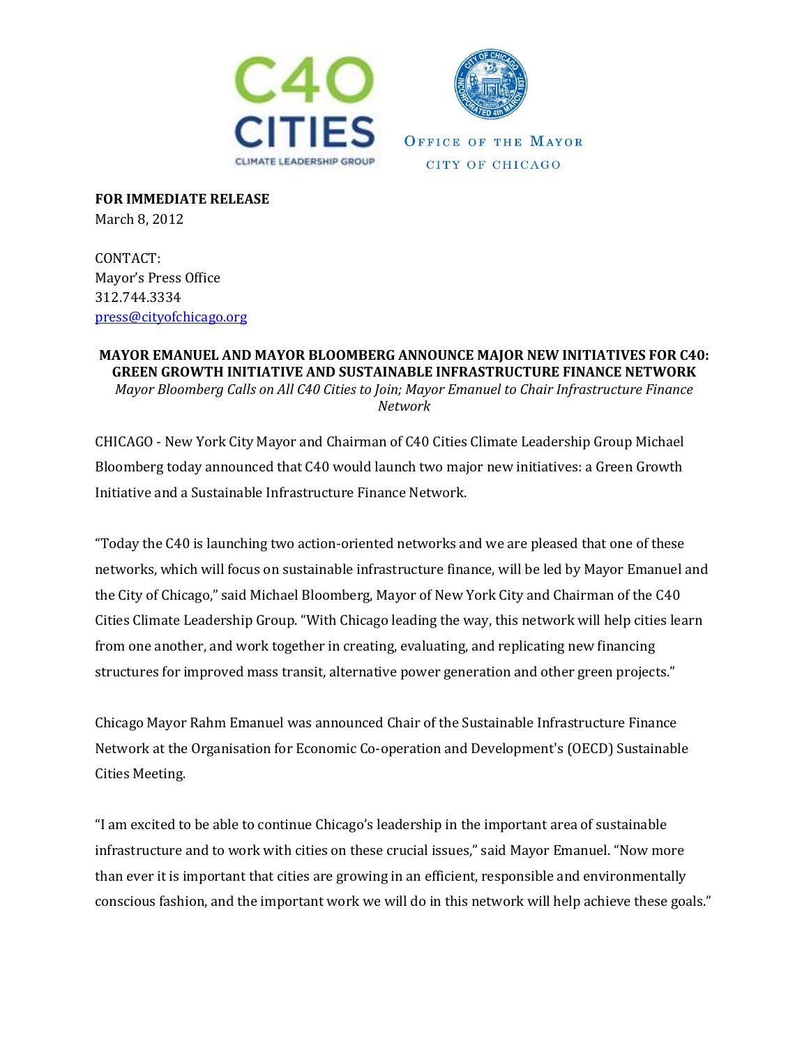C40 CITIES CLIMATE LEADERSHIP GROUP

OFFICE OF THE MAYOR
CITY OF CHICAGO

**FOR IMMEDIATE RELEASE**
March 8, 2012

CONTACT:
Mayor's Press Office
312.744.3334
press@cityofchicago.org

**MAYOR EMANUEL AND MAYOR BLOOMBERG ANNOUNCE MAJOR NEW INITIATIVES FOR C40: GREEN GROWTH INITIATIVE AND SUSTAINABLE INFRASTRUCTURE FINANCE NETWORK**

*Mayor Bloomberg Calls on All C40 Cities to Join; Mayor Emanuel to Chair Infrastructure Finance Network*

CHICAGO - New York City Mayor and Chairman of C40 Cities Climate Leadership Group Michael Bloomberg today announced that C40 would launch two major new initiatives: a Green Growth Initiative and a Sustainable Infrastructure Finance Network.

"Today the C40 is launching two action-oriented networks and we are pleased that one of these networks, which will focus on sustainable infrastructure finance, will be led by Mayor Emanuel and the City of Chicago," said Michael Bloomberg, Mayor of New York City and Chairman of the C40 Cities Climate Leadership Group. "With Chicago leading the way, this network will help cities learn from one another, and work together in creating, evaluating, and replicating new financing structures for improved mass transit, alternative power generation and other green projects."

Chicago Mayor Rahm Emanuel was announced Chair of the Sustainable Infrastructure Finance Network at the Organisation for Economic Co-operation and Development's (OECD) Sustainable Cities Meeting.

"I am excited to be able to continue Chicago's leadership in the important area of sustainable infrastructure and to work with cities on these crucial issues," said Mayor Emanuel. "Now more than ever it is important that cities are growing in an efficient, responsible and environmentally conscious fashion, and the important work we will do in this network will help achieve these goals."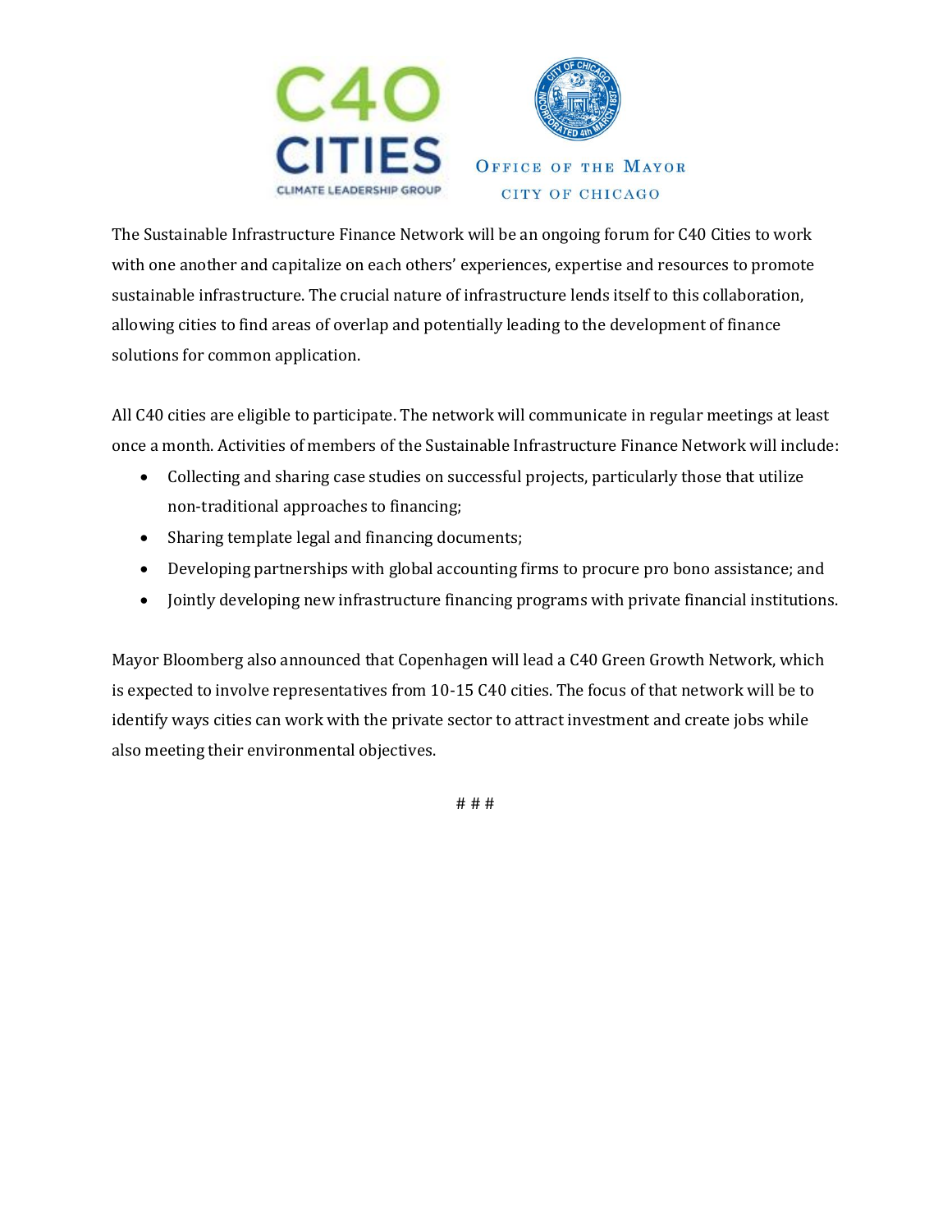The Sustainable Infrastructure Finance Network will be an ongoing forum for C40 Cities to work with one another and capitalize on each others' experiences, expertise and resources to promote sustainable infrastructure. The crucial nature of infrastructure lends itself to this collaboration, allowing cities to find areas of overlap and potentially leading to the development of finance solutions for common application.

All C40 cities are eligible to participate. The network will communicate in regular meetings at least once a month. Activities of members of the Sustainable Infrastructure Finance Network will include:

- Collecting and sharing case studies on successful projects, particularly those that utilize non-traditional approaches to financing;
- Sharing template legal and financing documents;
- Developing partnerships with global accounting firms to procure pro bono assistance; and
- Jointly developing new infrastructure financing programs with private financial institutions.

Mayor Bloomberg also announced that Copenhagen will lead a C40 Green Growth Network, which is expected to involve representatives from 10-15 C40 cities. The focus of that network will be to identify ways cities can work with the private sector to attract investment and create jobs while also meeting their environmental objectives.

# # #